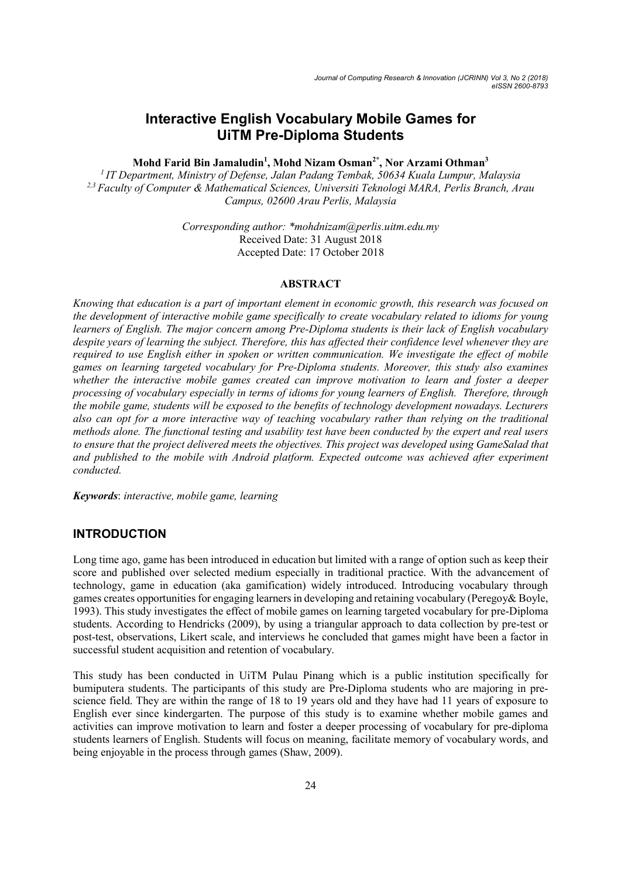# Interactive English Vocabulary Mobile Games for UiTM Pre-Diploma Students

**Mohd Farid Bin Jamaludin[1], Mohd Nizam Osman[2*], Nor Arzami Othman[3]**

[1] *IT Department, Ministry of Defense, Jalan Padang Tembak, 50634 Kuala Lumpur, Malaysia*
[2,3] *Faculty of Computer & Mathematical Sciences, Universiti Teknologi MARA, Perlis Branch, Arau Campus, 02600 Arau Perlis, Malaysia*

*Corresponding author: *mohdnizam@perlis.uitm.edu.my*
Received Date: 31 August 2018
Accepted Date: 17 October 2018

## ABSTRACT

*Knowing that education is a part of important element in economic growth, this research was focused on the development of interactive mobile game specifically to create vocabulary related to idioms for young learners of English. The major concern among Pre-Diploma students is their lack of English vocabulary despite years of learning the subject. Therefore, this has affected their confidence level whenever they are required to use English either in spoken or written communication. We investigate the effect of mobile games on learning targeted vocabulary for Pre-Diploma students. Moreover, this study also examines whether the interactive mobile games created can improve motivation to learn and foster a deeper processing of vocabulary especially in terms of idioms for young learners of English. Therefore, through the mobile game, students will be exposed to the benefits of technology development nowadays. Lecturers also can opt for a more interactive way of teaching vocabulary rather than relying on the traditional methods alone. The functional testing and usability test have been conducted by the expert and real users to ensure that the project delivered meets the objectives. This project was developed using GameSalad that and published to the mobile with Android platform. Expected outcome was achieved after experiment conducted.*

***Keywords***: *interactive, mobile game, learning*

## INTRODUCTION

Long time ago, game has been introduced in education but limited with a range of option such as keep their score and published over selected medium especially in traditional practice. With the advancement of technology, game in education (aka gamification) widely introduced. Introducing vocabulary through games creates opportunities for engaging learners in developing and retaining vocabulary (Peregoy& Boyle, 1993). This study investigates the effect of mobile games on learning targeted vocabulary for pre-Diploma students. According to Hendricks (2009), by using a triangular approach to data collection by pre-test or post-test, observations, Likert scale, and interviews he concluded that games might have been a factor in successful student acquisition and retention of vocabulary.

This study has been conducted in UiTM Pulau Pinang which is a public institution specifically for bumiputera students. The participants of this study are Pre-Diploma students who are majoring in pre-science field. They are within the range of 18 to 19 years old and they have had 11 years of exposure to English ever since kindergarten. The purpose of this study is to examine whether mobile games and activities can improve motivation to learn and foster a deeper processing of vocabulary for pre-diploma students learners of English. Students will focus on meaning, facilitate memory of vocabulary words, and being enjoyable in the process through games (Shaw, 2009).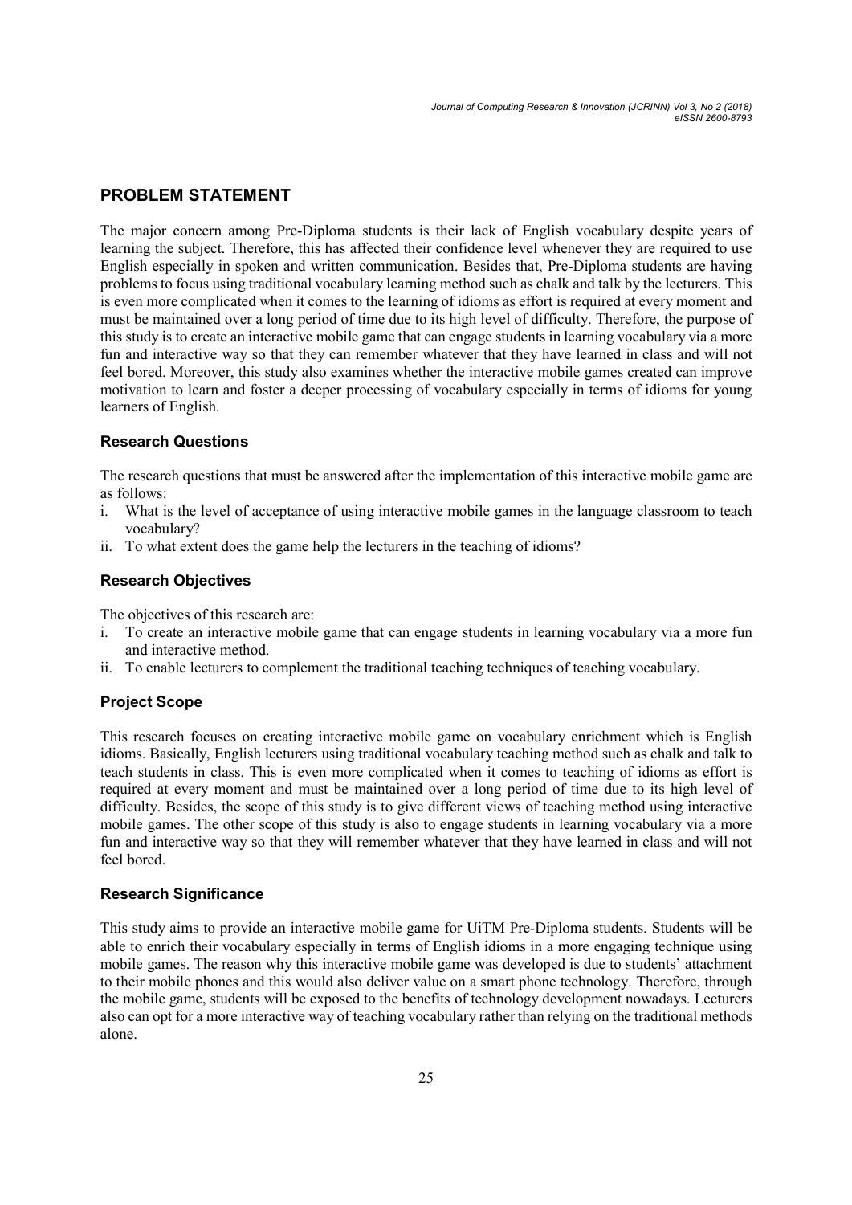## PROBLEM STATEMENT

The major concern among Pre-Diploma students is their lack of English vocabulary despite years of learning the subject. Therefore, this has affected their confidence level whenever they are required to use English especially in spoken and written communication. Besides that, Pre-Diploma students are having problems to focus using traditional vocabulary learning method such as chalk and talk by the lecturers. This is even more complicated when it comes to the learning of idioms as effort is required at every moment and must be maintained over a long period of time due to its high level of difficulty. Therefore, the purpose of this study is to create an interactive mobile game that can engage students in learning vocabulary via a more fun and interactive way so that they can remember whatever that they have learned in class and will not feel bored. Moreover, this study also examines whether the interactive mobile games created can improve motivation to learn and foster a deeper processing of vocabulary especially in terms of idioms for young learners of English.

### Research Questions

The research questions that must be answered after the implementation of this interactive mobile game are as follows:

i. What is the level of acceptance of using interactive mobile games in the language classroom to teach vocabulary?
ii. To what extent does the game help the lecturers in the teaching of idioms?

### Research Objectives

The objectives of this research are:

i. To create an interactive mobile game that can engage students in learning vocabulary via a more fun and interactive method.
ii. To enable lecturers to complement the traditional teaching techniques of teaching vocabulary.

### Project Scope

This research focuses on creating interactive mobile game on vocabulary enrichment which is English idioms. Basically, English lecturers using traditional vocabulary teaching method such as chalk and talk to teach students in class. This is even more complicated when it comes to teaching of idioms as effort is required at every moment and must be maintained over a long period of time due to its high level of difficulty. Besides, the scope of this study is to give different views of teaching method using interactive mobile games. The other scope of this study is also to engage students in learning vocabulary via a more fun and interactive way so that they will remember whatever that they have learned in class and will not feel bored.

### Research Significance

This study aims to provide an interactive mobile game for UiTM Pre-Diploma students. Students will be able to enrich their vocabulary especially in terms of English idioms in a more engaging technique using mobile games. The reason why this interactive mobile game was developed is due to students' attachment to their mobile phones and this would also deliver value on a smart phone technology. Therefore, through the mobile game, students will be exposed to the benefits of technology development nowadays. Lecturers also can opt for a more interactive way of teaching vocabulary rather than relying on the traditional methods alone.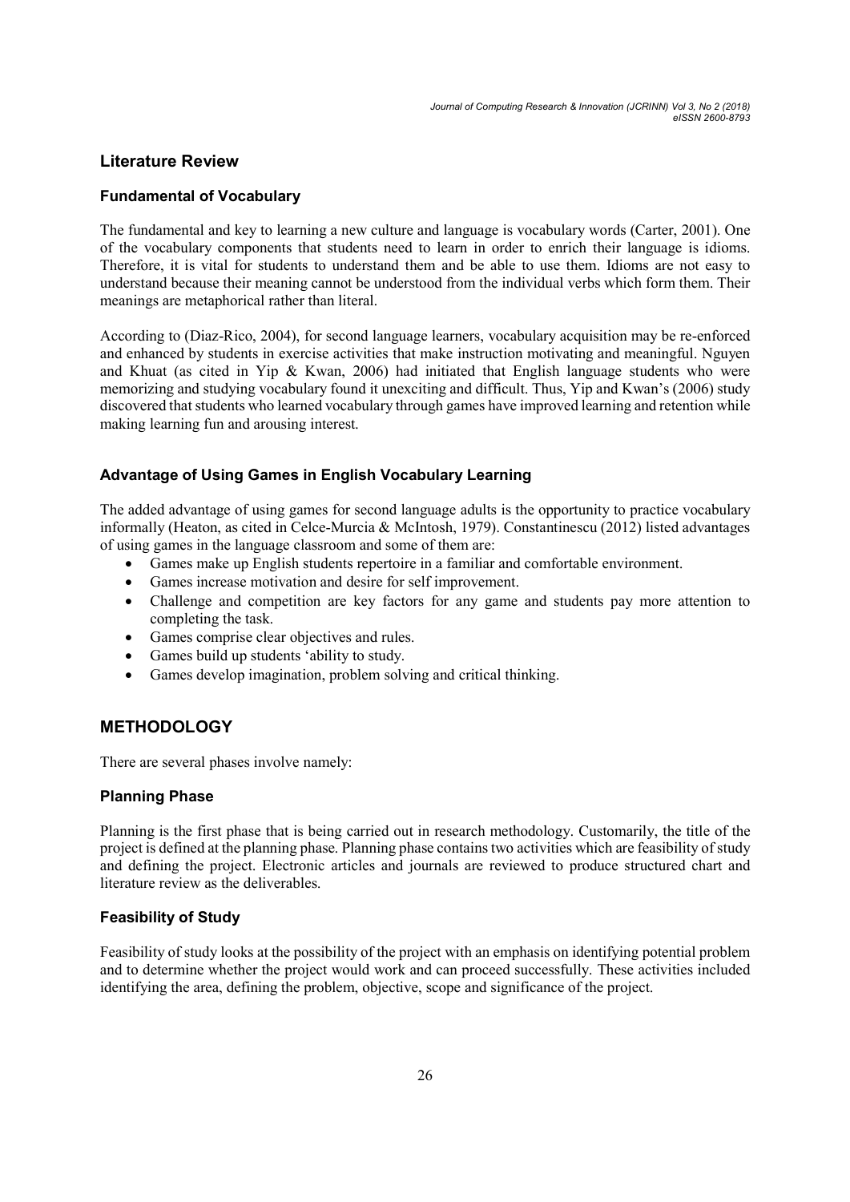## Literature Review

### Fundamental of Vocabulary

The fundamental and key to learning a new culture and language is vocabulary words (Carter, 2001). One of the vocabulary components that students need to learn in order to enrich their language is idioms. Therefore, it is vital for students to understand them and be able to use them. Idioms are not easy to understand because their meaning cannot be understood from the individual verbs which form them. Their meanings are metaphorical rather than literal.

According to (Diaz-Rico, 2004), for second language learners, vocabulary acquisition may be re-enforced and enhanced by students in exercise activities that make instruction motivating and meaningful. Nguyen and Khuat (as cited in Yip & Kwan, 2006) had initiated that English language students who were memorizing and studying vocabulary found it unexciting and difficult. Thus, Yip and Kwan's (2006) study discovered that students who learned vocabulary through games have improved learning and retention while making learning fun and arousing interest.

### Advantage of Using Games in English Vocabulary Learning

The added advantage of using games for second language adults is the opportunity to practice vocabulary informally (Heaton, as cited in Celce-Murcia & McIntosh, 1979). Constantinescu (2012) listed advantages of using games in the language classroom and some of them are:

- Games make up English students repertoire in a familiar and comfortable environment.
- Games increase motivation and desire for self improvement.
- Challenge and competition are key factors for any game and students pay more attention to completing the task.
- Games comprise clear objectives and rules.
- Games build up students 'ability to study.
- Games develop imagination, problem solving and critical thinking.

## METHODOLOGY

There are several phases involve namely:

### Planning Phase

Planning is the first phase that is being carried out in research methodology. Customarily, the title of the project is defined at the planning phase. Planning phase contains two activities which are feasibility of study and defining the project. Electronic articles and journals are reviewed to produce structured chart and literature review as the deliverables.

### Feasibility of Study

Feasibility of study looks at the possibility of the project with an emphasis on identifying potential problem and to determine whether the project would work and can proceed successfully. These activities included identifying the area, defining the problem, objective, scope and significance of the project.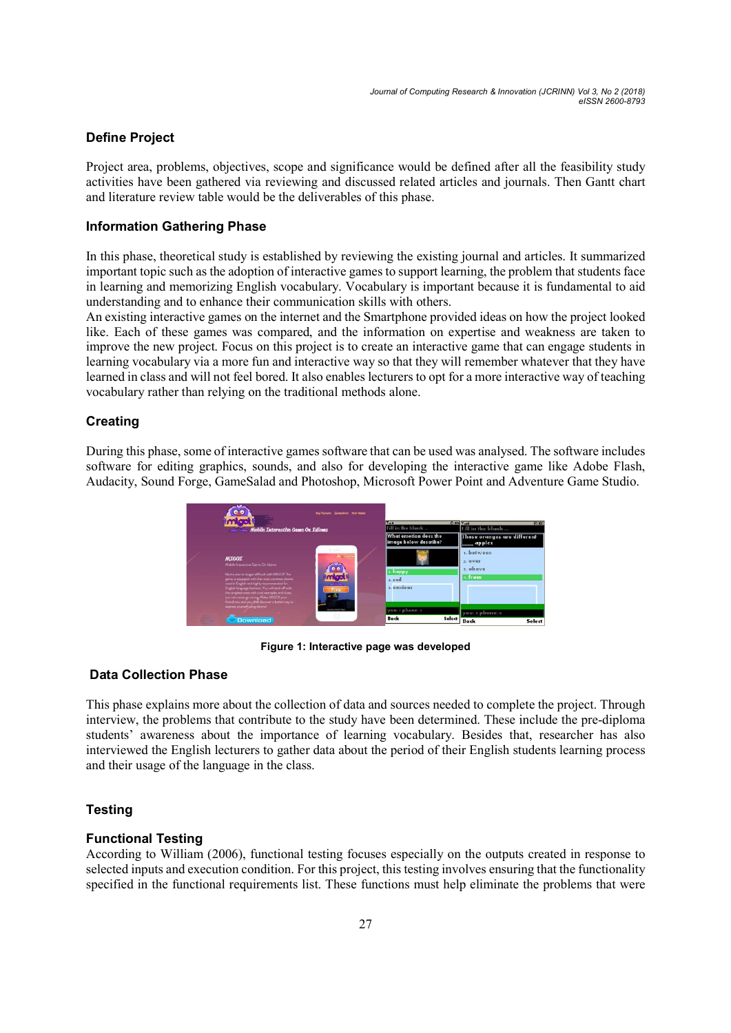### Define Project

Project area, problems, objectives, scope and significance would be defined after all the feasibility study activities have been gathered via reviewing and discussed related articles and journals. Then Gantt chart and literature review table would be the deliverables of this phase.

### Information Gathering Phase

In this phase, theoretical study is established by reviewing the existing journal and articles. It summarized important topic such as the adoption of interactive games to support learning, the problem that students face in learning and memorizing English vocabulary. Vocabulary is important because it is fundamental to aid understanding and to enhance their communication skills with others.

An existing interactive games on the internet and the Smartphone provided ideas on how the project looked like. Each of these games was compared, and the information on expertise and weakness are taken to improve the new project. Focus on this project is to create an interactive game that can engage students in learning vocabulary via a more fun and interactive way so that they will remember whatever that they have learned in class and will not feel bored. It also enables lecturers to opt for a more interactive way of teaching vocabulary rather than relying on the traditional methods alone.

### Creating

During this phase, some of interactive games software that can be used was analysed. The software includes software for editing graphics, sounds, and also for developing the interactive game like Adobe Flash, Audacity, Sound Forge, GameSalad and Photoshop, Microsoft Power Point and Adventure Game Studio.

**Figure 1: Interactive page was developed**

### Data Collection Phase

This phase explains more about the collection of data and sources needed to complete the project. Through interview, the problems that contribute to the study have been determined. These include the pre-diploma students' awareness about the importance of learning vocabulary. Besides that, researcher has also interviewed the English lecturers to gather data about the period of their English students learning process and their usage of the language in the class.

### Testing

### Functional Testing

According to William (2006), functional testing focuses especially on the outputs created in response to selected inputs and execution condition. For this project, this testing involves ensuring that the functionality specified in the functional requirements list. These functions must help eliminate the problems that were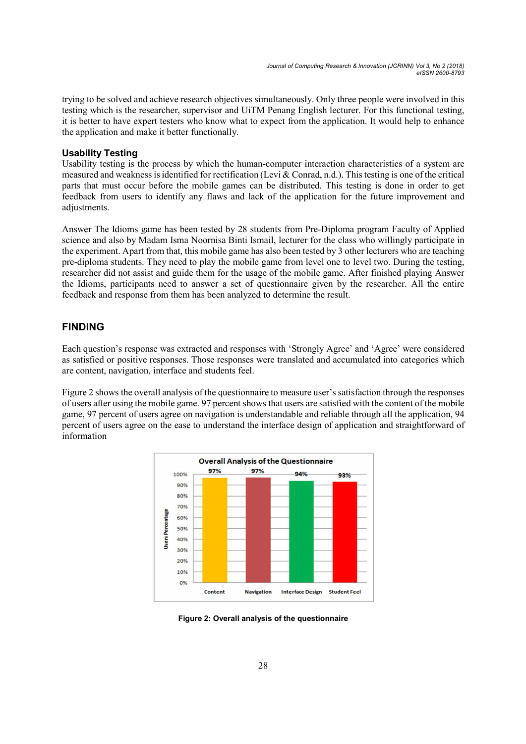trying to be solved and achieve research objectives simultaneously. Only three people were involved in this testing which is the researcher, supervisor and UiTM Penang English lecturer. For this functional testing, it is better to have expert testers who know what to expect from the application. It would help to enhance the application and make it better functionally.

### Usability Testing

Usability testing is the process by which the human-computer interaction characteristics of a system are measured and weakness is identified for rectification (Levi & Conrad, n.d.). This testing is one of the critical parts that must occur before the mobile games can be distributed. This testing is done in order to get feedback from users to identify any flaws and lack of the application for the future improvement and adjustments.

Answer The Idioms game has been tested by 28 students from Pre-Diploma program Faculty of Applied science and also by Madam Isma Noornisa Binti Ismail, lecturer for the class who willingly participate in the experiment. Apart from that, this mobile game has also been tested by 3 other lecturers who are teaching pre-diploma students. They need to play the mobile game from level one to level two. During the testing, researcher did not assist and guide them for the usage of the mobile game. After finished playing Answer the Idioms, participants need to answer a set of questionnaire given by the researcher. All the entire feedback and response from them has been analyzed to determine the result.

## FINDING

Each question's response was extracted and responses with 'Strongly Agree' and 'Agree' were considered as satisfied or positive responses. Those responses were translated and accumulated into categories which are content, navigation, interface and students feel.

Figure 2 shows the overall analysis of the questionnaire to measure user's satisfaction through the responses of users after using the mobile game. 97 percent shows that users are satisfied with the content of the mobile game, 97 percent of users agree on navigation is understandable and reliable through all the application, 94 percent of users agree on the ease to understand the interface design of application and straightforward of information

Overall Analysis of the Questionnaire

Users Percentage

100%
90%
80%
70%
60%
50%
40%
30%
20%
10%
0%

97%
97%
94%
93%

Content
Navigation
Interface Design
Student Feel

**Figure 2: Overall analysis of the questionnaire**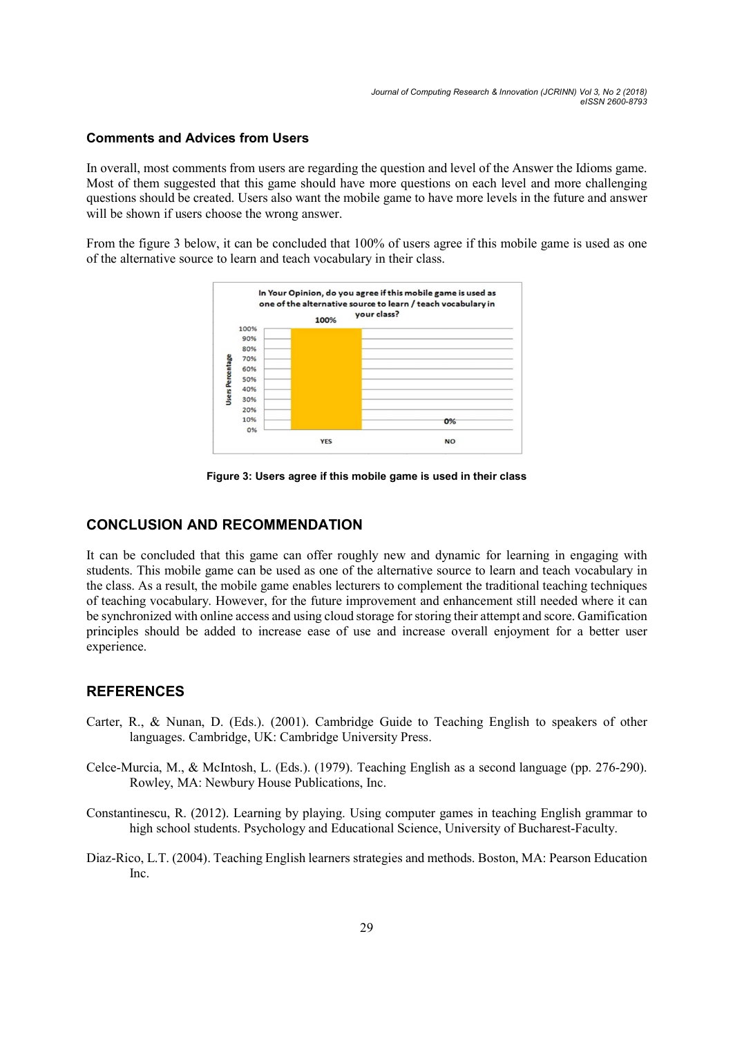### Comments and Advices from Users

In overall, most comments from users are regarding the question and level of the Answer the Idioms game. Most of them suggested that this game should have more questions on each level and more challenging questions should be created. Users also want the mobile game to have more levels in the future and answer will be shown if users choose the wrong answer.

From the figure 3 below, it can be concluded that 100% of users agree if this mobile game is used as one of the alternative source to learn and teach vocabulary in their class.

In Your Opinion, do you agree if this mobile game is used as one of the alternative source to learn / teach vocabulary in your class?

Users Percentage

100%, 90%, 80%, 70%, 60%, 50%, 40%, 30%, 20%, 10%, 0%

100%

0%

YES

NO

**Figure 3: Users agree if this mobile game is used in their class**

## CONCLUSION AND RECOMMENDATION

It can be concluded that this game can offer roughly new and dynamic for learning in engaging with students. This mobile game can be used as one of the alternative source to learn and teach vocabulary in the class. As a result, the mobile game enables lecturers to complement the traditional teaching techniques of teaching vocabulary. However, for the future improvement and enhancement still needed where it can be synchronized with online access and using cloud storage for storing their attempt and score. Gamification principles should be added to increase ease of use and increase overall enjoyment for a better user experience.

## REFERENCES

Carter, R., & Nunan, D. (Eds.). (2001). Cambridge Guide to Teaching English to speakers of other languages. Cambridge, UK: Cambridge University Press.

Celce-Murcia, M., & McIntosh, L. (Eds.). (1979). Teaching English as a second language (pp. 276-290). Rowley, MA: Newbury House Publications, Inc.

Constantinescu, R. (2012). Learning by playing. Using computer games in teaching English grammar to high school students. Psychology and Educational Science, University of Bucharest-Faculty.

Diaz-Rico, L.T. (2004). Teaching English learners strategies and methods. Boston, MA: Pearson Education Inc.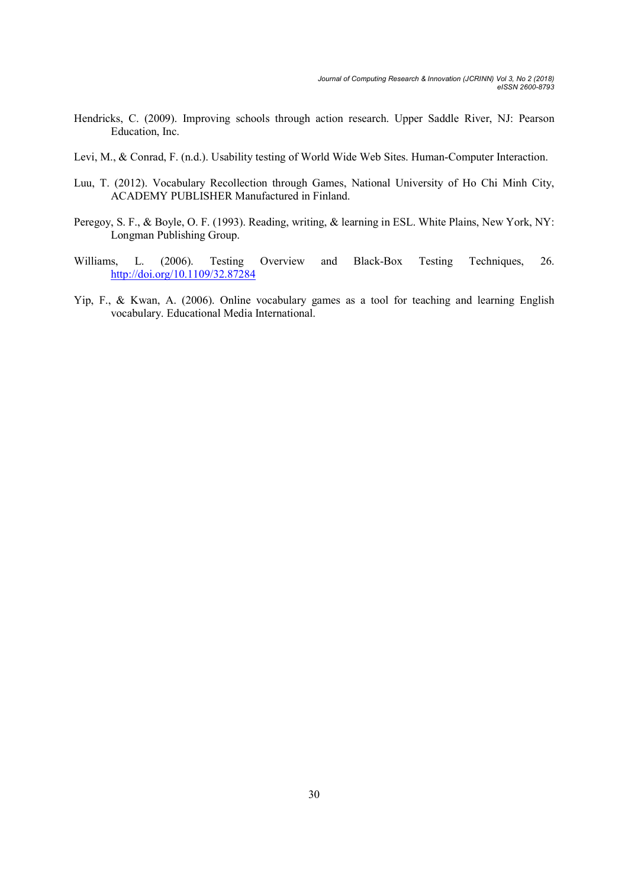Hendricks, C. (2009). Improving schools through action research. Upper Saddle River, NJ: Pearson Education, Inc.

Levi, M., & Conrad, F. (n.d.). Usability testing of World Wide Web Sites. Human-Computer Interaction.

Luu, T. (2012). Vocabulary Recollection through Games, National University of Ho Chi Minh City, ACADEMY PUBLISHER Manufactured in Finland.

Peregoy, S. F., & Boyle, O. F. (1993). Reading, writing, & learning in ESL. White Plains, New York, NY: Longman Publishing Group.

Williams, L. (2006). Testing Overview and Black-Box Testing Techniques, 26. http://doi.org/10.1109/32.87284

Yip, F., & Kwan, A. (2006). Online vocabulary games as a tool for teaching and learning English vocabulary. Educational Media International.